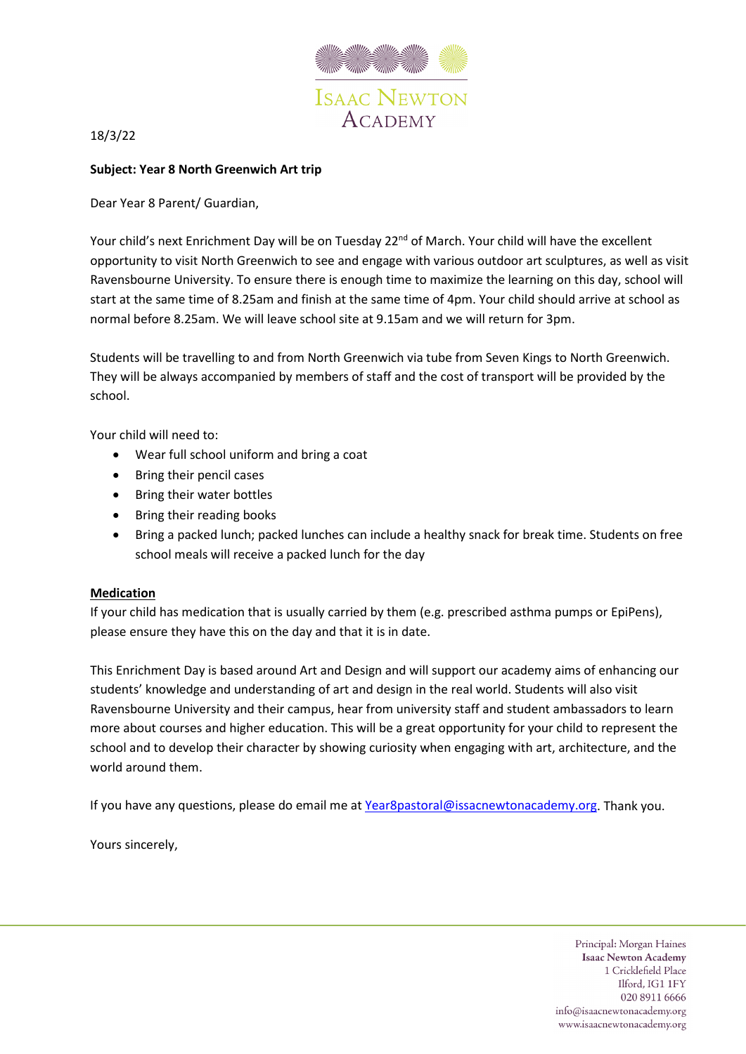ISAAC NEWTON ACADEMY

18/3/22

**Subject: Year 8 North Greenwich Art trip**

Dear Year 8 Parent/ Guardian,

Your child's next Enrichment Day will be on Tuesday 22nd of March. Your child will have the excellent opportunity to visit North Greenwich to see and engage with various outdoor art sculptures, as well as visit Ravensbourne University. To ensure there is enough time to maximize the learning on this day, school will start at the same time of 8.25am and finish at the same time of 4pm. Your child should arrive at school as normal before 8.25am. We will leave school site at 9.15am and we will return for 3pm.

Students will be travelling to and from North Greenwich via tube from Seven Kings to North Greenwich. They will be always accompanied by members of staff and the cost of transport will be provided by the school.

Your child will need to:

- Wear full school uniform and bring a coat
- Bring their pencil cases
- Bring their water bottles
- Bring their reading books
- Bring a packed lunch; packed lunches can include a healthy snack for break time. Students on free school meals will receive a packed lunch for the day

**Medication**

If your child has medication that is usually carried by them (e.g. prescribed asthma pumps or EpiPens), please ensure they have this on the day and that it is in date.

This Enrichment Day is based around Art and Design and will support our academy aims of enhancing our students' knowledge and understanding of art and design in the real world. Students will also visit Ravensbourne University and their campus, hear from university staff and student ambassadors to learn more about courses and higher education. This will be a great opportunity for your child to represent the school and to develop their character by showing curiosity when engaging with art, architecture, and the world around them.

If you have any questions, please do email me at Year8pastoral@issacnewtonacademy.org. Thank you.

Yours sincerely,

Principal: Morgan Haines
Isaac Newton Academy
1 Cricklefield Place
Ilford, IG1 1FY
020 8911 6666
info@isaacnewtonacademy.org
www.isaacnewtonacademy.org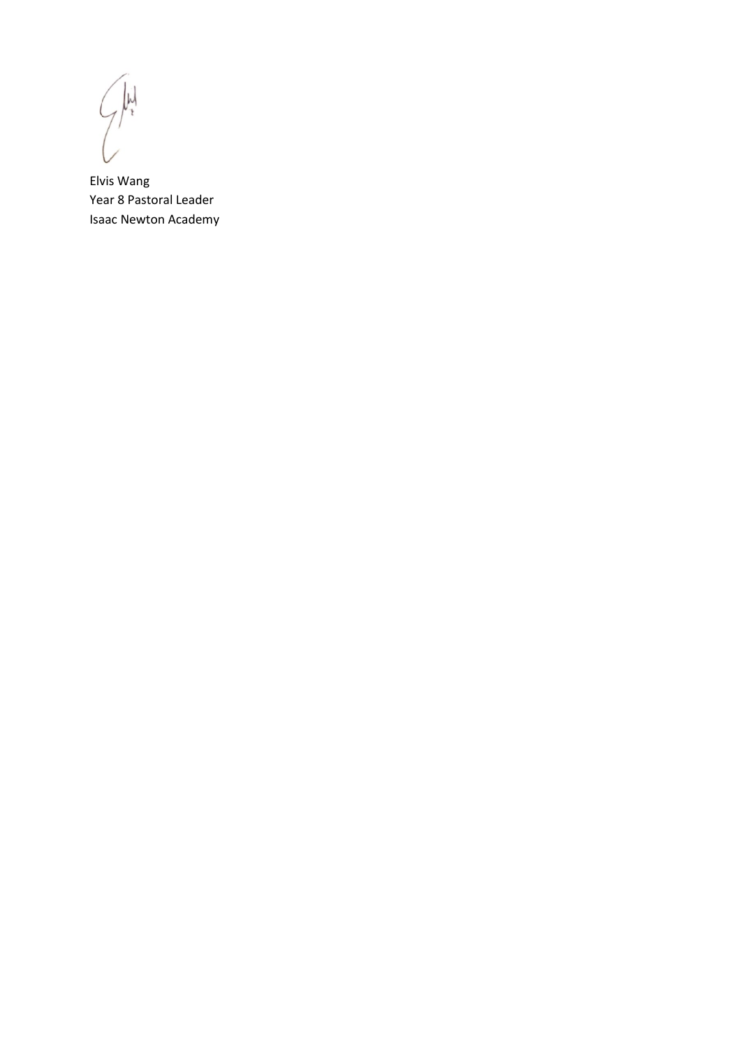Elvis Wang
Year 8 Pastoral Leader
Isaac Newton Academy